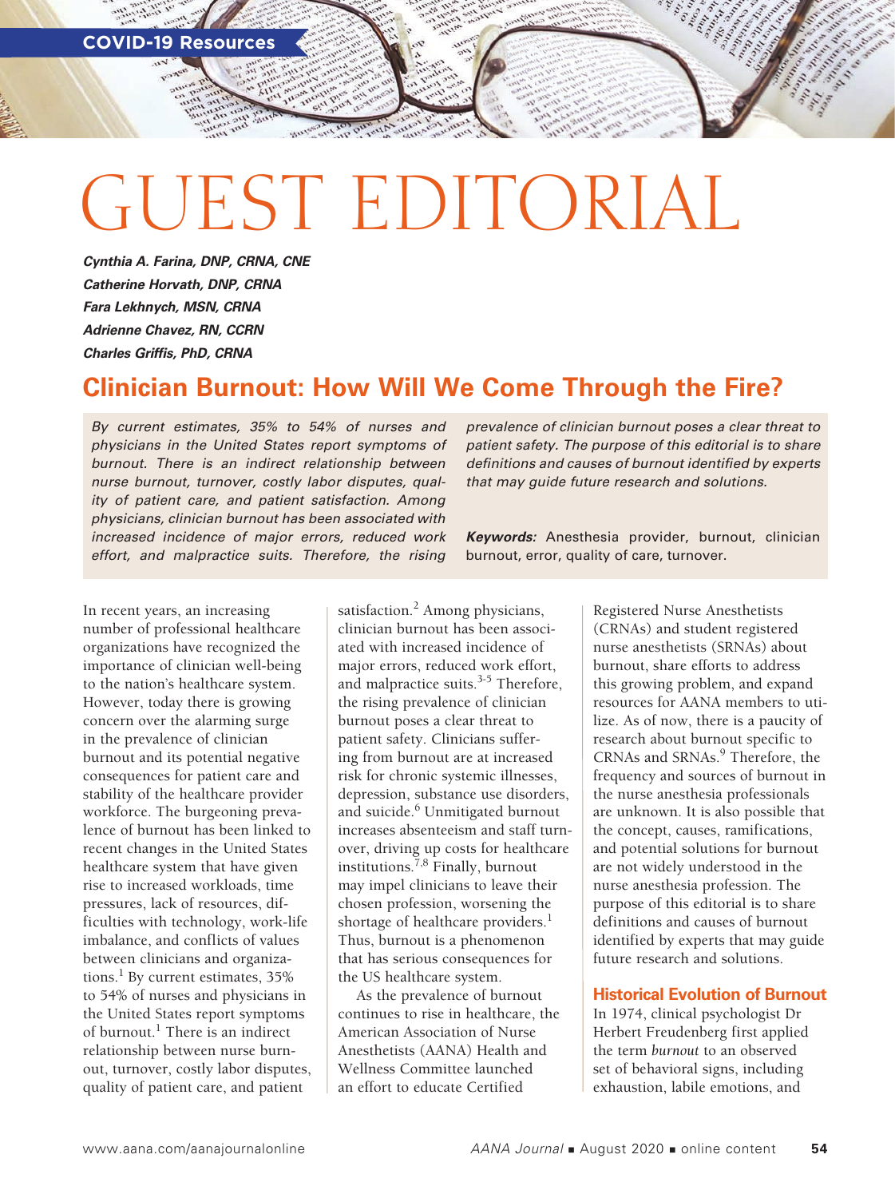COVID-19 Resources

# GUEST EDITORIAL

***Cynthia A. Farina, DNP, CRNA, CNE***
***Catherine Horvath, DNP, CRNA***
***Fara Lekhnych, MSN, CRNA***
***Adrienne Chavez, RN, CCRN***
***Charles Griffis, PhD, CRNA***

## Clinician Burnout: How Will We Come Through the Fire?

*By current estimates, 35% to 54% of nurses and physicians in the United States report symptoms of burnout. There is an indirect relationship between nurse burnout, turnover, costly labor disputes, quality of patient care, and patient satisfaction. Among physicians, clinician burnout has been associated with increased incidence of major errors, reduced work effort, and malpractice suits. Therefore, the rising prevalence of clinician burnout poses a clear threat to patient safety. The purpose of this editorial is to share definitions and causes of burnout identified by experts that may guide future research and solutions.*

***Keywords:*** Anesthesia provider, burnout, clinician burnout, error, quality of care, turnover.

In recent years, an increasing number of professional healthcare organizations have recognized the importance of clinician well-being to the nation's healthcare system. However, today there is growing concern over the alarming surge in the prevalence of clinician burnout and its potential negative consequences for patient care and stability of the healthcare provider workforce. The burgeoning prevalence of burnout has been linked to recent changes in the United States healthcare system that have given rise to increased workloads, time pressures, lack of resources, difficulties with technology, work-life imbalance, and conflicts of values between clinicians and organizations.[1] By current estimates, 35% to 54% of nurses and physicians in the United States report symptoms of burnout.[1] There is an indirect relationship between nurse burnout, turnover, costly labor disputes, quality of patient care, and patient satisfaction.[2] Among physicians, clinician burnout has been associated with increased incidence of major errors, reduced work effort, and malpractice suits.[3-5] Therefore, the rising prevalence of clinician burnout poses a clear threat to patient safety. Clinicians suffering from burnout are at increased risk for chronic systemic illnesses, depression, substance use disorders, and suicide.[6] Unmitigated burnout increases absenteeism and staff turnover, driving up costs for healthcare institutions.[7,8] Finally, burnout may impel clinicians to leave their chosen profession, worsening the shortage of healthcare providers.[1] Thus, burnout is a phenomenon that has serious consequences for the US healthcare system.

As the prevalence of burnout continues to rise in healthcare, the American Association of Nurse Anesthetists (AANA) Health and Wellness Committee launched an effort to educate Certified Registered Nurse Anesthetists (CRNAs) and student registered nurse anesthetists (SRNAs) about burnout, share efforts to address this growing problem, and expand resources for AANA members to utilize. As of now, there is a paucity of research about burnout specific to CRNAs and SRNAs.[9] Therefore, the frequency and sources of burnout in the nurse anesthesia professionals are unknown. It is also possible that the concept, causes, ramifications, and potential solutions for burnout are not widely understood in the nurse anesthesia profession. The purpose of this editorial is to share definitions and causes of burnout identified by experts that may guide future research and solutions.

### Historical Evolution of Burnout

In 1974, clinical psychologist Dr Herbert Freudenberg first applied the term *burnout* to an observed set of behavioral signs, including exhaustion, labile emotions, and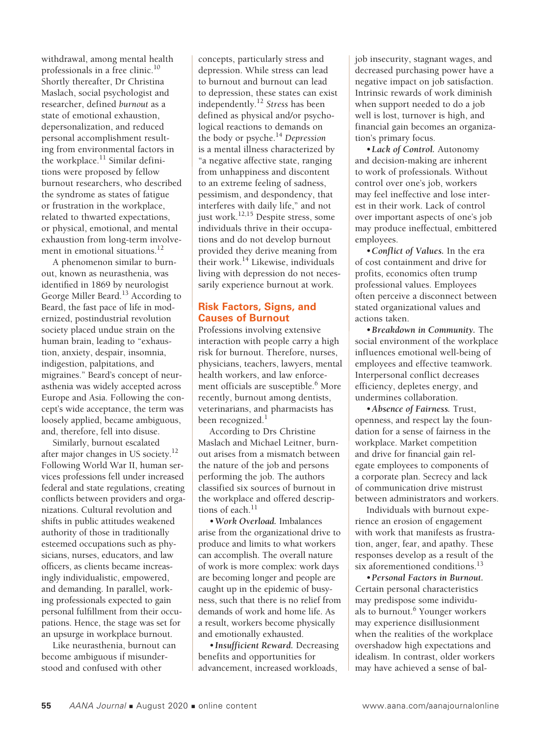withdrawal, among mental health professionals in a free clinic.[10] Shortly thereafter, Dr Christina Maslach, social psychologist and researcher, defined *burnout* as a state of emotional exhaustion, depersonalization, and reduced personal accomplishment resulting from environmental factors in the workplace.[11] Similar definitions were proposed by fellow burnout researchers, who described the syndrome as states of fatigue or frustration in the workplace, related to thwarted expectations, or physical, emotional, and mental exhaustion from long-term involvement in emotional situations.[12]

A phenomenon similar to burnout, known as neurasthenia, was identified in 1869 by neurologist George Miller Beard.[13] According to Beard, the fast pace of life in modernized, postindustrial revolution society placed undue strain on the human brain, leading to "exhaustion, anxiety, despair, insomnia, indigestion, palpitations, and migraines." Beard's concept of neurasthenia was widely accepted across Europe and Asia. Following the concept's wide acceptance, the term was loosely applied, became ambiguous, and, therefore, fell into disuse.

Similarly, burnout escalated after major changes in US society.[12] Following World War II, human services professions fell under increased federal and state regulations, creating conflicts between providers and organizations. Cultural revolution and shifts in public attitudes weakened authority of those in traditionally esteemed occupations such as physicians, nurses, educators, and law officers, as clients became increasingly individualistic, empowered, and demanding. In parallel, working professionals expected to gain personal fulfillment from their occupations. Hence, the stage was set for an upsurge in workplace burnout.

Like neurasthenia, burnout can become ambiguous if misunderstood and confused with other concepts, particularly stress and depression. While stress can lead to burnout and burnout can lead to depression, these states can exist independently.[12] *Stress* has been defined as physical and/or psychological reactions to demands on the body or psyche.[14] *Depression* is a mental illness characterized by "a negative affective state, ranging from unhappiness and discontent to an extreme feeling of sadness, pessimism, and despondency, that interferes with daily life," and not just work.[12,15] Despite stress, some individuals thrive in their occupations and do not develop burnout provided they derive meaning from their work.[14] Likewise, individuals living with depression do not necessarily experience burnout at work.

## Risk Factors, Signs, and Causes of Burnout

Professions involving extensive interaction with people carry a high risk for burnout. Therefore, nurses, physicians, teachers, lawyers, mental health workers, and law enforcement officials are susceptible.[6] More recently, burnout among dentists, veterinarians, and pharmacists has been recognized.[1]

According to Drs Christine Maslach and Michael Leitner, burnout arises from a mismatch between the nature of the job and persons performing the job. The authors classified six sources of burnout in the workplace and offered descriptions of each.[11]

- ***Work Overload.*** Imbalances arise from the organizational drive to produce and limits to what workers can accomplish. The overall nature of work is more complex: work days are becoming longer and people are caught up in the epidemic of busyness, such that there is no relief from demands of work and home life. As a result, workers become physically and emotionally exhausted.
- ***Insufficient Reward.*** Decreasing benefits and opportunities for advancement, increased workloads, job insecurity, stagnant wages, and decreased purchasing power have a negative impact on job satisfaction. Intrinsic rewards of work diminish when support needed to do a job well is lost, turnover is high, and financial gain becomes an organization's primary focus.
- ***Lack of Control.*** Autonomy and decision-making are inherent to work of professionals. Without control over one's job, workers may feel ineffective and lose interest in their work. Lack of control over important aspects of one's job may produce ineffectual, embittered employees.
- ***Conflict of Values.*** In the era of cost containment and drive for profits, economics often trump professional values. Employees often perceive a disconnect between stated organizational values and actions taken.
- ***Breakdown in Community.*** The social environment of the workplace influences emotional well-being of employees and effective teamwork. Interpersonal conflict decreases efficiency, depletes energy, and undermines collaboration.
- ***Absence of Fairness.*** Trust, openness, and respect lay the foundation for a sense of fairness in the workplace. Market competition and drive for financial gain relegate employees to components of a corporate plan. Secrecy and lack of communication drive mistrust between administrators and workers.

Individuals with burnout experience an erosion of engagement with work that manifests as frustration, anger, fear, and apathy. These responses develop as a result of the six aforementioned conditions.[13]

- ***Personal Factors in Burnout.*** Certain personal characteristics may predispose some individuals to burnout.[6] Younger workers may experience disillusionment when the realities of the workplace overshadow high expectations and idealism. In contrast, older workers may have achieved a sense of bal-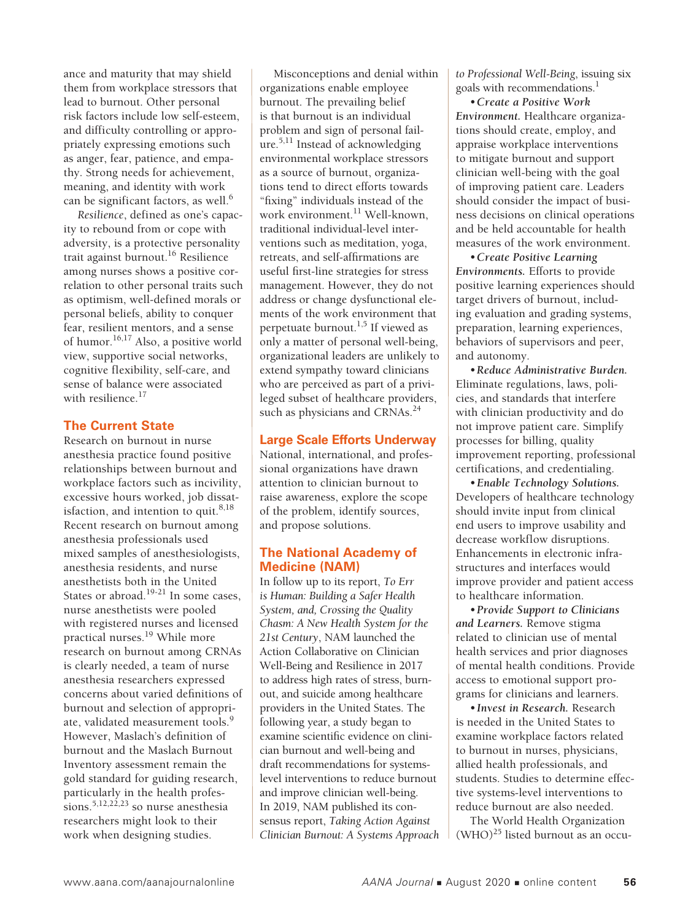ance and maturity that may shield them from workplace stressors that lead to burnout. Other personal risk factors include low self-esteem, and difficulty controlling or appropriately expressing emotions such as anger, fear, patience, and empathy. Strong needs for achievement, meaning, and identity with work can be significant factors, as well.[6]

*Resilience*, defined as one's capacity to rebound from or cope with adversity, is a protective personality trait against burnout.[16] Resilience among nurses shows a positive correlation to other personal traits such as optimism, well-defined morals or personal beliefs, ability to conquer fear, resilient mentors, and a sense of humor.[16,17] Also, a positive world view, supportive social networks, cognitive flexibility, self-care, and sense of balance were associated with resilience.[17]

## The Current State

Research on burnout in nurse anesthesia practice found positive relationships between burnout and workplace factors such as incivility, excessive hours worked, job dissatisfaction, and intention to quit.[8,18] Recent research on burnout among anesthesia professionals used mixed samples of anesthesiologists, anesthesia residents, and nurse anesthetists both in the United States or abroad.[19-21] In some cases, nurse anesthetists were pooled with registered nurses and licensed practical nurses.[19] While more research on burnout among CRNAs is clearly needed, a team of nurse anesthesia researchers expressed concerns about varied definitions of burnout and selection of appropriate, validated measurement tools.[9] However, Maslach's definition of burnout and the Maslach Burnout Inventory assessment remain the gold standard for guiding research, particularly in the health professions.[5,12,22,23] so nurse anesthesia researchers might look to their work when designing studies.

Misconceptions and denial within organizations enable employee burnout. The prevailing belief is that burnout is an individual problem and sign of personal failure.[5,11] Instead of acknowledging environmental workplace stressors as a source of burnout, organizations tend to direct efforts towards "fixing" individuals instead of the work environment.[11] Well-known, traditional individual-level interventions such as meditation, yoga, retreats, and self-affirmations are useful first-line strategies for stress management. However, they do not address or change dysfunctional elements of the work environment that perpetuate burnout.[1,5] If viewed as only a matter of personal well-being, organizational leaders are unlikely to extend sympathy toward clinicians who are perceived as part of a privileged subset of healthcare providers, such as physicians and CRNAs.[24]

## Large Scale Efforts Underway

National, international, and professional organizations have drawn attention to clinician burnout to raise awareness, explore the scope of the problem, identify sources, and propose solutions.

## The National Academy of Medicine (NAM)

In follow up to its report, *To Err is Human: Building a Safer Health System, and, Crossing the Quality Chasm: A New Health System for the 21st Century*, NAM launched the Action Collaborative on Clinician Well-Being and Resilience in 2017 to address high rates of stress, burnout, and suicide among healthcare providers in the United States. The following year, a study began to examine scientific evidence on clinician burnout and well-being and draft recommendations for systems-level interventions to reduce burnout and improve clinician well-being. In 2019, NAM published its consensus report, *Taking Action Against Clinician Burnout: A Systems Approach to Professional Well-Being*, issuing six goals with recommendations.[1]

- ***Create a Positive Work Environment.*** Healthcare organizations should create, employ, and appraise workplace interventions to mitigate burnout and support clinician well-being with the goal of improving patient care. Leaders should consider the impact of business decisions on clinical operations and be held accountable for health measures of the work environment.
- ***Create Positive Learning Environments.*** Efforts to provide positive learning experiences should target drivers of burnout, including evaluation and grading systems, preparation, learning experiences, behaviors of supervisors and peer, and autonomy.
- ***Reduce Administrative Burden.*** Eliminate regulations, laws, policies, and standards that interfere with clinician productivity and do not improve patient care. Simplify processes for billing, quality improvement reporting, professional certifications, and credentialing.
- ***Enable Technology Solutions.*** Developers of healthcare technology should invite input from clinical end users to improve usability and decrease workflow disruptions. Enhancements in electronic infrastructures and interfaces would improve provider and patient access to healthcare information.
- ***Provide Support to Clinicians and Learners.*** Remove stigma related to clinician use of mental health services and prior diagnoses of mental health conditions. Provide access to emotional support programs for clinicians and learners.
- ***Invest in Research.*** Research is needed in the United States to examine workplace factors related to burnout in nurses, physicians, allied health professionals, and students. Studies to determine effective systems-level interventions to reduce burnout are also needed.

The World Health Organization (WHO)[25] listed burnout as an occu-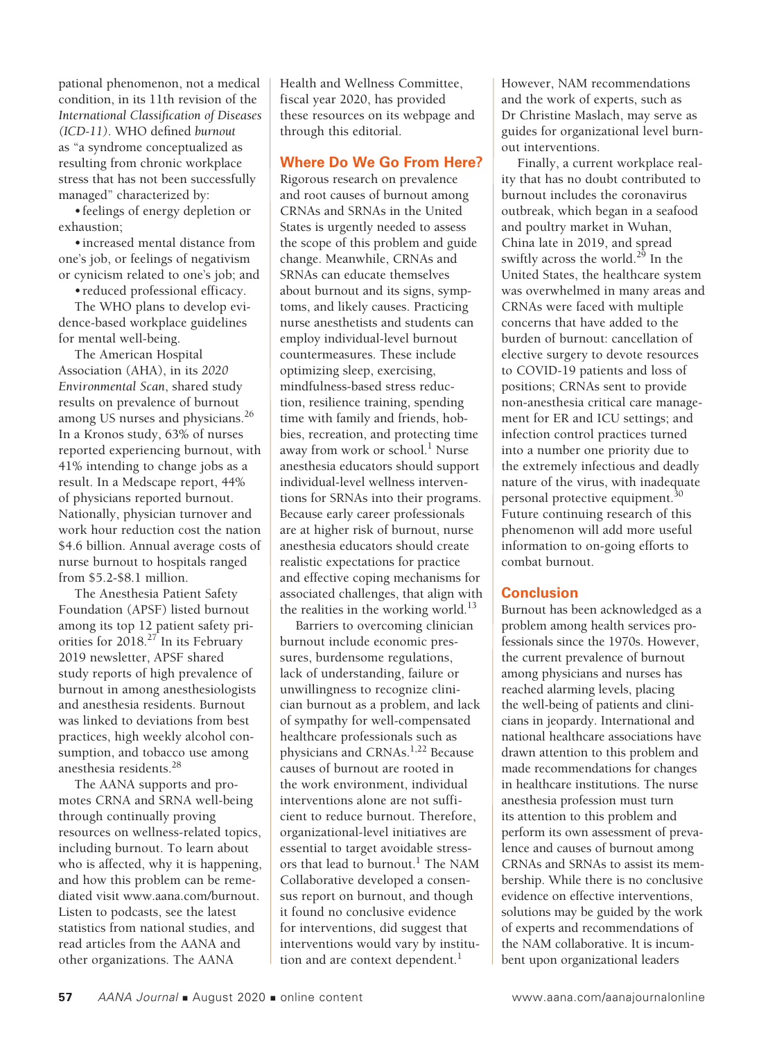pational phenomenon, not a medical condition, in its 11th revision of the *International Classification of Diseases (ICD-11)*. WHO defined *burnout* as "a syndrome conceptualized as resulting from chronic workplace stress that has not been successfully managed" characterized by:

- feelings of energy depletion or exhaustion;
- increased mental distance from one's job, or feelings of negativism or cynicism related to one's job; and
- reduced professional efficacy.

The WHO plans to develop evidence-based workplace guidelines for mental well-being.

The American Hospital Association (AHA), in its *2020 Environmental Scan*, shared study results on prevalence of burnout among US nurses and physicians.[26] In a Kronos study, 63% of nurses reported experiencing burnout, with 41% intending to change jobs as a result. In a Medscape report, 44% of physicians reported burnout. Nationally, physician turnover and work hour reduction cost the nation \$4.6 billion. Annual average costs of nurse burnout to hospitals ranged from \$5.2-\$8.1 million.

The Anesthesia Patient Safety Foundation (APSF) listed burnout among its top 12 patient safety priorities for 2018.[27] In its February 2019 newsletter, APSF shared study reports of high prevalence of burnout in among anesthesiologists and anesthesia residents. Burnout was linked to deviations from best practices, high weekly alcohol consumption, and tobacco use among anesthesia residents.[28]

The AANA supports and promotes CRNA and SRNA well-being through continually proving resources on wellness-related topics, including burnout. To learn about who is affected, why it is happening, and how this problem can be remediated visit www.aana.com/burnout. Listen to podcasts, see the latest statistics from national studies, and read articles from the AANA and other organizations. The AANA Health and Wellness Committee, fiscal year 2020, has provided these resources on its webpage and through this editorial.

## Where Do We Go From Here?

Rigorous research on prevalence and root causes of burnout among CRNAs and SRNAs in the United States is urgently needed to assess the scope of this problem and guide change. Meanwhile, CRNAs and SRNAs can educate themselves about burnout and its signs, symptoms, and likely causes. Practicing nurse anesthetists and students can employ individual-level burnout countermeasures. These include optimizing sleep, exercising, mindfulness-based stress reduction, resilience training, spending time with family and friends, hobbies, recreation, and protecting time away from work or school.[1] Nurse anesthesia educators should support individual-level wellness interventions for SRNAs into their programs. Because early career professionals are at higher risk of burnout, nurse anesthesia educators should create realistic expectations for practice and effective coping mechanisms for associated challenges, that align with the realities in the working world.[13]

Barriers to overcoming clinician burnout include economic pressures, burdensome regulations, lack of understanding, failure or unwillingness to recognize clinician burnout as a problem, and lack of sympathy for well-compensated healthcare professionals such as physicians and CRNAs.[1,22] Because causes of burnout are rooted in the work environment, individual interventions alone are not sufficient to reduce burnout. Therefore, organizational-level initiatives are essential to target avoidable stressors that lead to burnout.[1] The NAM Collaborative developed a consensus report on burnout, and though it found no conclusive evidence for interventions, did suggest that interventions would vary by institution and are context dependent.[1] However, NAM recommendations and the work of experts, such as Dr Christine Maslach, may serve as guides for organizational level burnout interventions.

Finally, a current workplace reality that has no doubt contributed to burnout includes the coronavirus outbreak, which began in a seafood and poultry market in Wuhan, China late in 2019, and spread swiftly across the world.[29] In the United States, the healthcare system was overwhelmed in many areas and CRNAs were faced with multiple concerns that have added to the burden of burnout: cancellation of elective surgery to devote resources to COVID-19 patients and loss of positions; CRNAs sent to provide non-anesthesia critical care management for ER and ICU settings; and infection control practices turned into a number one priority due to the extremely infectious and deadly nature of the virus, with inadequate personal protective equipment.[30] Future continuing research of this phenomenon will add more useful information to on-going efforts to combat burnout.

## Conclusion

Burnout has been acknowledged as a problem among health services professionals since the 1970s. However, the current prevalence of burnout among physicians and nurses has reached alarming levels, placing the well-being of patients and clinicians in jeopardy. International and national healthcare associations have drawn attention to this problem and made recommendations for changes in healthcare institutions. The nurse anesthesia profession must turn its attention to this problem and perform its own assessment of prevalence and causes of burnout among CRNAs and SRNAs to assist its membership. While there is no conclusive evidence on effective interventions, solutions may be guided by the work of experts and recommendations of the NAM collaborative. It is incumbent upon organizational leaders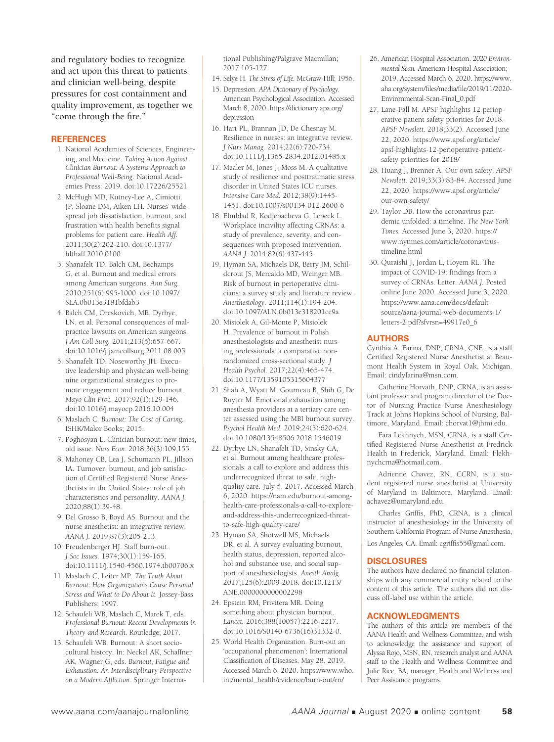and regulatory bodies to recognize and act upon this threat to patients and clinician well-being, despite pressures for cost containment and quality improvement, as together we "come through the fire."

## REFERENCES

1. National Academies of Sciences, Engineering, and Medicine. *Taking Action Against Clinician Burnout: A Systems Approach to Professional Well-Being.* National Academies Press: 2019. doi:10.17226/25521
2. McHugh MD, Kutney-Lee A, Cimiotti JP, Sloane DM, Aiken LH. Nurses' widespread job dissatisfaction, burnout, and frustration with health benefits signal problems for patient care. *Health Aff.* 2011;30(2):202-210. doi:10.1377/hlthaff.2010.0100
3. Shanafelt TD, Balch CM, Bechamps G, et al. Burnout and medical errors among American surgeons. *Ann Surg.* 2010;251(6):995-1000. doi:10.1097/SLA.0b013e3181bfdab3
4. Balch CM, Oreskovich, MR, Dyrbye, LN, et al. Personal consequences of malpractice lawsuits on American surgeons. *J Am Coll Surg.* 2011;213(5):657-667. doi:10.1016/j.jamcollsurg.2011.08.005
5. Shanafelt TD, Noseworthy JH. Executive leadership and physician well-being: nine organizational strategies to promote engagement and reduce burnout. *Mayo Clin Proc.* 2017;92(1):129-146. doi:10.1016/j.mayocp.2016.10.004
6. Maslach C. *Burnout: The Cost of Caring.* ISHK/Malor Books; 2015.
7. Poghosyan L. Clinician burnout: new times, old issue. *Nurs Econ.* 2018;36(3):109,155.
8. Mahoney CB, Lea J, Schumann PL, Jillson IA. Turnover, burnout, and job satisfaction of Certified Registered Nurse Anesthetists in the United States: role of job characteristics and personality. *AANA J.* 2020;88(1):39-48.
9. Del Grosso B, Boyd AS. Burnout and the nurse anesthetist: an integrative review. *AANA J.* 2019;87(3):205-213.
10. Freudenberger HJ. Staff burn-out. *J Soc Issues.* 1974;30(1):159-165. doi:10.1111/j.1540-4560.1974.tb00706.x
11. Maslach C, Leiter MP. *The Truth About Burnout: How Organizations Cause Personal Stress and What to Do About It.* Jossey-Bass Publishers; 1997.
12. Schaufeli WB, Maslach C, Marek T, eds. *Professional Burnout: Recent Developments in Theory and Research.* Routledge; 2017.
13. Schaufeli WB. Burnout: A short socio-cultural history. In: Neckel AK, Schaffner AK, Wagner G, eds. *Burnout, Fatigue and Exhaustion: An Interdisciplinary Perspective on a Modern Affliction.* Springer International Publishing/Palgrave Macmillan; 2017:105-127.
14. Selye H. *The Stress of Life.* McGraw-Hill; 1956.
15. Depression. *APA Dictionary of Psychology.* American Psychological Association. Accessed March 8, 2020. https://dictionary.apa.org/depression
16. Hart PL, Brannan JD, De Chesnay M. Resilience in nurses: an integrative review. *J Nurs Manag.* 2014;22(6):720-734. doi:10.1111/j.1365-2834.2012.01485.x
17. Mealer M, Jones J, Moss M. A qualitative study of resilience and posttraumatic stress disorder in United States ICU nurses. *Intensive Care Med.* 2012;38(9):1445-1451. doi:10.1007/s00134-012-2600-6
18. Elmblad R, Kodjebacheva G, Lebeck L. Workplace incivility affecting CRNAs: a study of prevalence, severity, and consequences with proposed intervention. *AANA J.* 2014;82(6):437-445.
19. Hyman SA, Michaels DR, Berry JM, Schildcrout JS, Mercaldo MD, Weinger MB. Risk of burnout in perioperative clinicians: a survey study and literature review. *Anesthesiology.* 2011;114(1):194-204. doi:10.1097/ALN.0b013e318201ce9a
20. Misiolek A, Gil-Monte P, Misiolek H. Prevalence of burnout in Polish anesthesiologists and anesthetist nursing professionals: a comparative non-randomized cross-sectional study. *J Health Psychol.* 2017;22(4):465-474. doi:10.1177/1359105315604377
21. Shah A, Wyatt M, Gourneau B, Shih G, De Ruyter M. Emotional exhaustion among anesthesia providers at a tertiary care center assessed using the MBI burnout survey. *Psychol Health Med.* 2019;24(5):620-624. doi:10.1080/13548506.2018.1546019
22. Dyrbye LN, Shanafelt TD, Sinsky CA, et al. Burnout among healthcare professionals: a call to explore and address this underrecognized threat to safe, high-quality care. July 5, 2017. Accessed March 6, 2020. https://nam.edu/burnout-among-health-care-professionals-a-call-to-explore-and-address-this-underrecognized-threat-to-safe-high-quality-care/
23. Hyman SA, Shotwell MS, Michaels DR, et al. A survey evaluating burnout, health status, depression, reported alcohol and substance use, and social support of anesthesiologists. *Anesth Analg.* 2017;125(6):2009-2018. doi:10.1213/ANE.0000000000002298
24. Epstein RM, Privitera MR. Doing something about physician burnout. *Lancet.* 2016;388(10057):2216-2217. doi:10.1016/S0140-6736(16)31332-0.
25. World Health Organization. Burn-out an 'occupational phenomenon': International Classification of Diseases. May 28, 2019. Accessed March 6, 2020. https://www.who.int/mental_health/evidence/burn-out/en/
26. American Hospital Association. *2020 Environmental Scan.* American Hospital Association; 2019. Accessed March 6, 2020. https://www.aha.org/system/files/media/file/2019/11/2020-Environmental-Scan-Final_0.pdf
27. Lane-Fall M. APSF highlights 12 perioperative patient safety priorities for 2018. *APSF Newslett.* 2018;33(2). Accessed June 22, 2020. https://www.apsf.org/article/apsf-highlights-12-perioperative-patient-safety-priorities-for-2018/
28. Huang J, Brenner A. Our own safety. *APSF Newslett.* 2019;33(3):83-84. Accessed June 22, 2020. https://www.apsf.org/article/our-own-safety/
29. Taylor DB. How the coronavirus pandemic unfolded: a timeline. *The New York Times.* Accessed June 3, 2020. https://www.nytimes.com/article/coronavirus-timeline.html
30. Quraishi J, Jordan L, Hoyem RL. The impact of COVID-19: findings from a survey of CRNAs. Letter. *AANA J.* Posted online June 2020. Accessed June 3, 2020. https://www.aana.com/docs/default-source/aana-journal-web-documents-1/letters-2.pdf?sfvrsn=49917e0_6

## AUTHORS

Cynthia A. Farina, DNP, CRNA, CNE, is a staff Certified Registered Nurse Anesthetist at Beaumont Health System in Royal Oak, Michigan. Email: cindyfarina@msn.com.

Catherine Horvath, DNP, CRNA, is an assistant professor and program director of the Doctor of Nursing Practice Nurse Anesthesiology Track at Johns Hopkins School of Nursing, Baltimore, Maryland. Email: chorvat1@jhmi.edu.

Fara Lekhnych, MSN, CRNA, is a staff Certified Registered Nurse Anesthetist at Fredrick Health in Frederick, Maryland. Email: Flekhnychcrna@hotmail.com.

Adrienne Chavez, RN, CCRN, is a student registered nurse anesthetist at University of Maryland in Baltimore, Maryland. Email: achavez@umaryland.edu.

Charles Griffis, PhD, CRNA, is a clinical instructor of anesthesiology in the University of Southern California Program of Nurse Anesthesia, Los Angeles, CA. Email: cgriffis55@gmail.com.

## DISCLOSURES

The authors have declared no financial relationships with any commercial entity related to the content of this article. The authors did not discuss off-label use within the article.

## ACKNOWLEDGMENTS

The authors of this article are members of the AANA Health and Wellness Committee, and wish to acknowledge the assistance and support of Alyssa Rojo, MSN, RN, research analyst and AANA staff to the Health and Wellness Committee and Julie Rice, BA, manager, Health and Wellness and Peer Assistance programs.